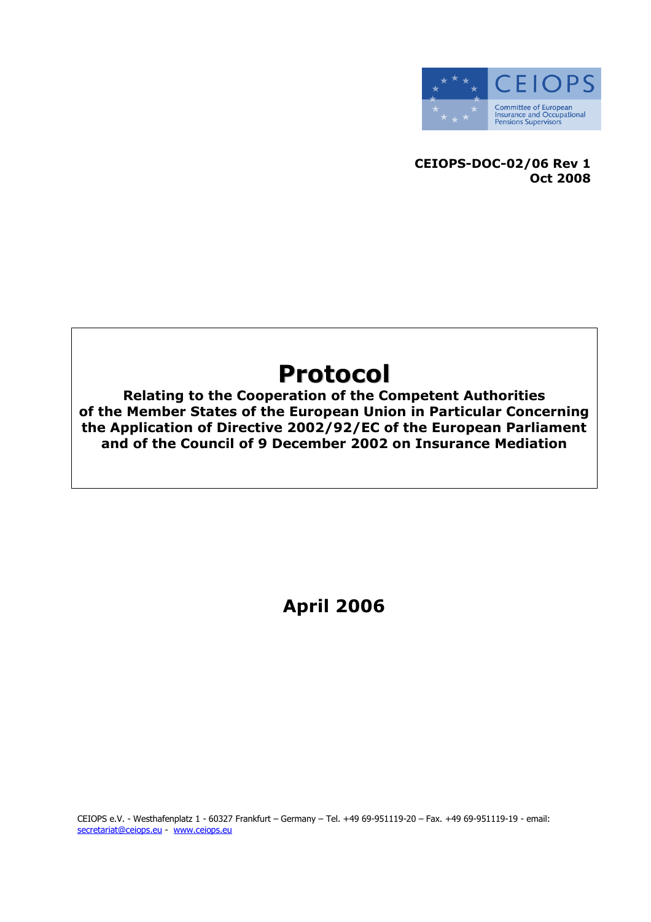CEIOPS

Committee of European Insurance and Occupational Pensions Supervisors

**CEIOPS-DOC-02/06 Rev 1**
**Oct 2008**

# Protocol

**Relating to the Cooperation of the Competent Authorities of the Member States of the European Union in Particular Concerning the Application of Directive 2002/92/EC of the European Parliament and of the Council of 9 December 2002 on Insurance Mediation**

## April 2006

CEIOPS e.V. - Westhafenplatz 1 - 60327 Frankfurt – Germany – Tel. +49 69-951119-20 – Fax. +49 69-951119-19 - email: secretariat@ceiops.eu - www.ceiops.eu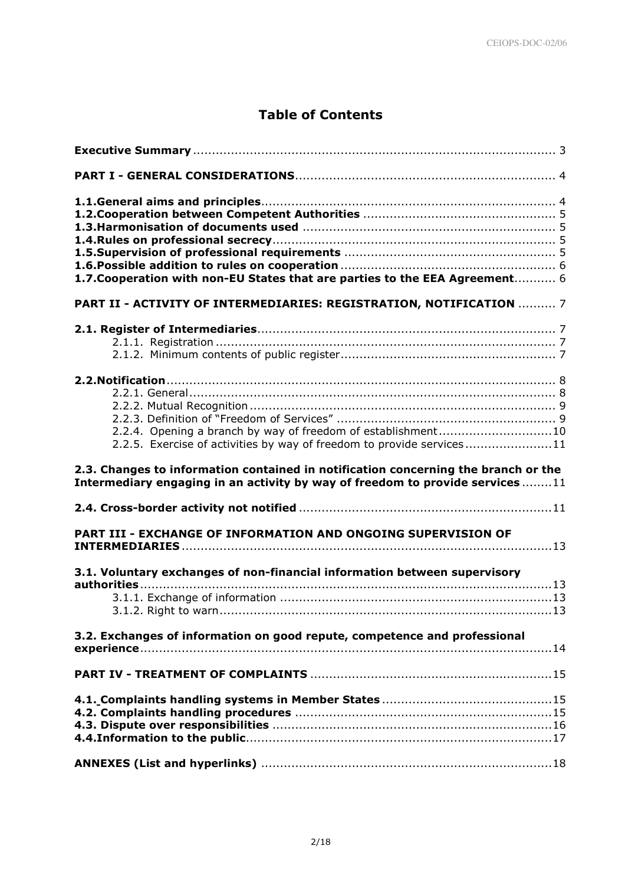# Table of Contents

**Executive Summary** ...... 3

**PART I - GENERAL CONSIDERATIONS** ...... 4

**1.1.General aims and principles** ...... 4
**1.2.Cooperation between Competent Authorities** ...... 5
**1.3.Harmonisation of documents used** ...... 5
**1.4.Rules on professional secrecy** ...... 5
**1.5.Supervision of professional requirements** ...... 5
**1.6.Possible addition to rules on cooperation** ...... 6
**1.7.Cooperation with non-EU States that are parties to the EEA Agreement** ...... 6

**PART II - ACTIVITY OF INTERMEDIARIES: REGISTRATION, NOTIFICATION** ...... 7

**2.1. Register of Intermediaries** ...... 7
- 2.1.1. Registration ...... 7
- 2.1.2. Minimum contents of public register ...... 7

**2.2.Notification** ...... 8
- 2.2.1. General ...... 8
- 2.2.2. Mutual Recognition ...... 9
- 2.2.3. Definition of "Freedom of Services" ...... 9
- 2.2.4. Opening a branch by way of freedom of establishment ...... 10
- 2.2.5. Exercise of activities by way of freedom to provide services ...... 11

**2.3. Changes to information contained in notification concerning the branch or the Intermediary engaging in an activity by way of freedom to provide services** ...... 11

**2.4. Cross-border activity not notified** ...... 11

**PART III - EXCHANGE OF INFORMATION AND ONGOING SUPERVISION OF INTERMEDIARIES** ...... 13

**3.1. Voluntary exchanges of non-financial information between supervisory authorities** ...... 13
- 3.1.1. Exchange of information ...... 13
- 3.1.2. Right to warn ...... 13

**3.2. Exchanges of information on good repute, competence and professional experience** ...... 14

**PART IV - TREATMENT OF COMPLAINTS** ...... 15

**4.1. Complaints handling systems in Member States** ...... 15
**4.2. Complaints handling procedures** ...... 15
**4.3. Dispute over responsibilities** ...... 16
**4.4.Information to the public** ...... 17

**ANNEXES (List and hyperlinks)** ...... 18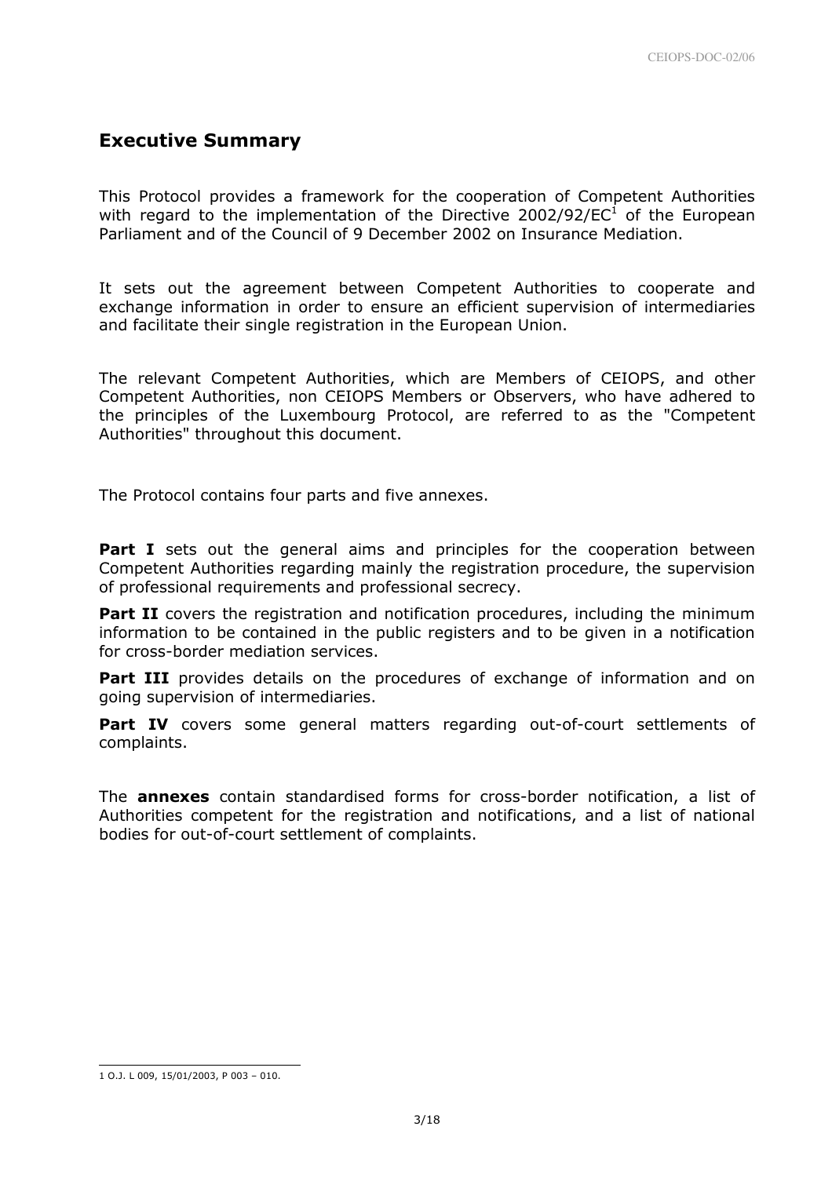## Executive Summary

This Protocol provides a framework for the cooperation of Competent Authorities with regard to the implementation of the Directive 2002/92/EC[1] of the European Parliament and of the Council of 9 December 2002 on Insurance Mediation.

It sets out the agreement between Competent Authorities to cooperate and exchange information in order to ensure an efficient supervision of intermediaries and facilitate their single registration in the European Union.

The relevant Competent Authorities, which are Members of CEIOPS, and other Competent Authorities, non CEIOPS Members or Observers, who have adhered to the principles of the Luxembourg Protocol, are referred to as the "Competent Authorities" throughout this document.

The Protocol contains four parts and five annexes.

**Part I** sets out the general aims and principles for the cooperation between Competent Authorities regarding mainly the registration procedure, the supervision of professional requirements and professional secrecy.

**Part II** covers the registration and notification procedures, including the minimum information to be contained in the public registers and to be given in a notification for cross-border mediation services.

**Part III** provides details on the procedures of exchange of information and on going supervision of intermediaries.

**Part IV** covers some general matters regarding out-of-court settlements of complaints.

The **annexes** contain standardised forms for cross-border notification, a list of Authorities competent for the registration and notifications, and a list of national bodies for out-of-court settlement of complaints.

---

1 O.J. L 009, 15/01/2003, P 003 – 010.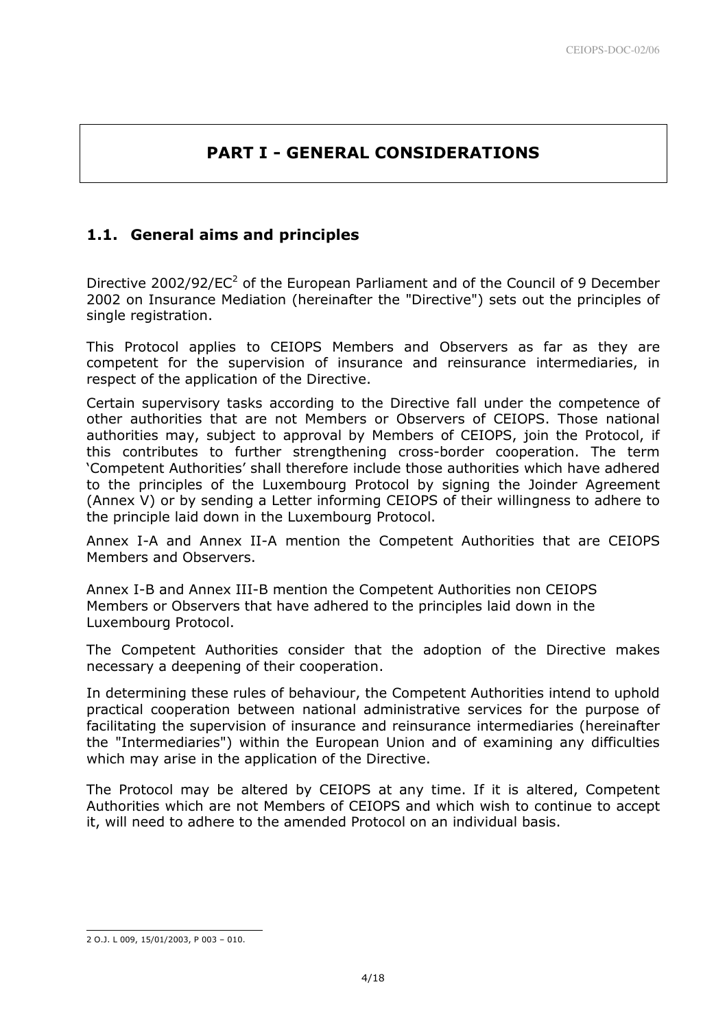# PART I - GENERAL CONSIDERATIONS

## 1.1. General aims and principles

Directive 2002/92/EC[2] of the European Parliament and of the Council of 9 December 2002 on Insurance Mediation (hereinafter the "Directive") sets out the principles of single registration.

This Protocol applies to CEIOPS Members and Observers as far as they are competent for the supervision of insurance and reinsurance intermediaries, in respect of the application of the Directive.

Certain supervisory tasks according to the Directive fall under the competence of other authorities that are not Members or Observers of CEIOPS. Those national authorities may, subject to approval by Members of CEIOPS, join the Protocol, if this contributes to further strengthening cross-border cooperation. The term 'Competent Authorities' shall therefore include those authorities which have adhered to the principles of the Luxembourg Protocol by signing the Joinder Agreement (Annex V) or by sending a Letter informing CEIOPS of their willingness to adhere to the principle laid down in the Luxembourg Protocol.

Annex I-A and Annex II-A mention the Competent Authorities that are CEIOPS Members and Observers.

Annex I-B and Annex III-B mention the Competent Authorities non CEIOPS Members or Observers that have adhered to the principles laid down in the Luxembourg Protocol.

The Competent Authorities consider that the adoption of the Directive makes necessary a deepening of their cooperation.

In determining these rules of behaviour, the Competent Authorities intend to uphold practical cooperation between national administrative services for the purpose of facilitating the supervision of insurance and reinsurance intermediaries (hereinafter the "Intermediaries") within the European Union and of examining any difficulties which may arise in the application of the Directive.

The Protocol may be altered by CEIOPS at any time. If it is altered, Competent Authorities which are not Members of CEIOPS and which wish to continue to accept it, will need to adhere to the amended Protocol on an individual basis.

---

2 O.J. L 009, 15/01/2003, P 003 – 010.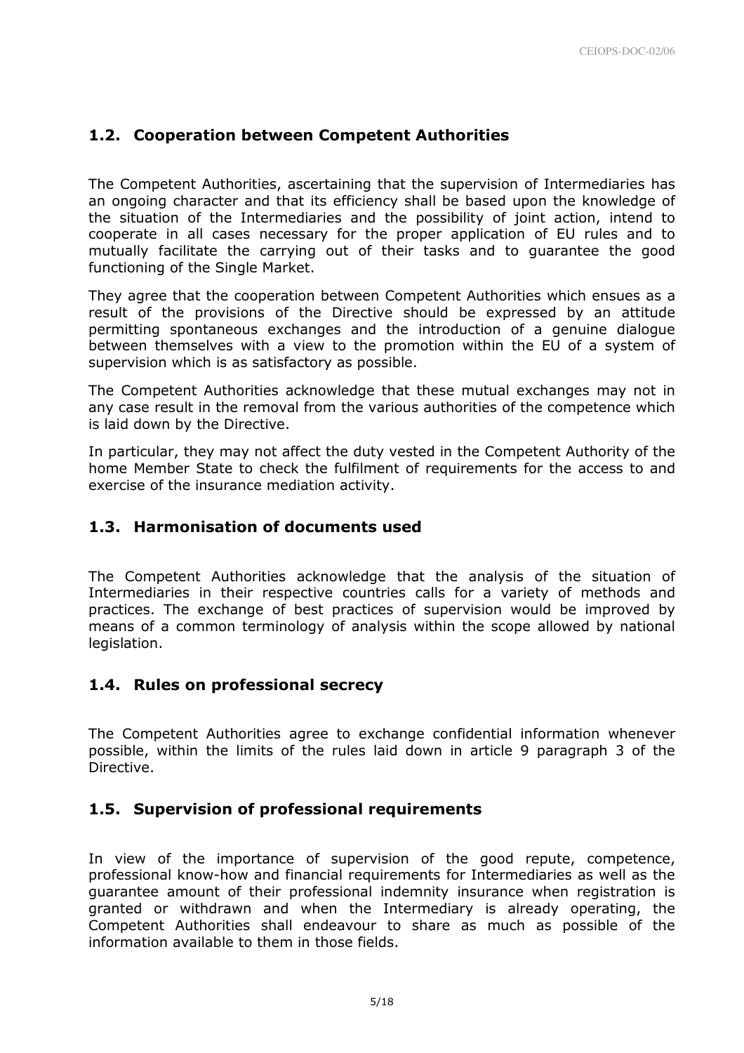## 1.2. Cooperation between Competent Authorities

The Competent Authorities, ascertaining that the supervision of Intermediaries has an ongoing character and that its efficiency shall be based upon the knowledge of the situation of the Intermediaries and the possibility of joint action, intend to cooperate in all cases necessary for the proper application of EU rules and to mutually facilitate the carrying out of their tasks and to guarantee the good functioning of the Single Market.

They agree that the cooperation between Competent Authorities which ensues as a result of the provisions of the Directive should be expressed by an attitude permitting spontaneous exchanges and the introduction of a genuine dialogue between themselves with a view to the promotion within the EU of a system of supervision which is as satisfactory as possible.

The Competent Authorities acknowledge that these mutual exchanges may not in any case result in the removal from the various authorities of the competence which is laid down by the Directive.

In particular, they may not affect the duty vested in the Competent Authority of the home Member State to check the fulfilment of requirements for the access to and exercise of the insurance mediation activity.

## 1.3. Harmonisation of documents used

The Competent Authorities acknowledge that the analysis of the situation of Intermediaries in their respective countries calls for a variety of methods and practices. The exchange of best practices of supervision would be improved by means of a common terminology of analysis within the scope allowed by national legislation.

## 1.4. Rules on professional secrecy

The Competent Authorities agree to exchange confidential information whenever possible, within the limits of the rules laid down in article 9 paragraph 3 of the Directive.

## 1.5. Supervision of professional requirements

In view of the importance of supervision of the good repute, competence, professional know-how and financial requirements for Intermediaries as well as the guarantee amount of their professional indemnity insurance when registration is granted or withdrawn and when the Intermediary is already operating, the Competent Authorities shall endeavour to share as much as possible of the information available to them in those fields.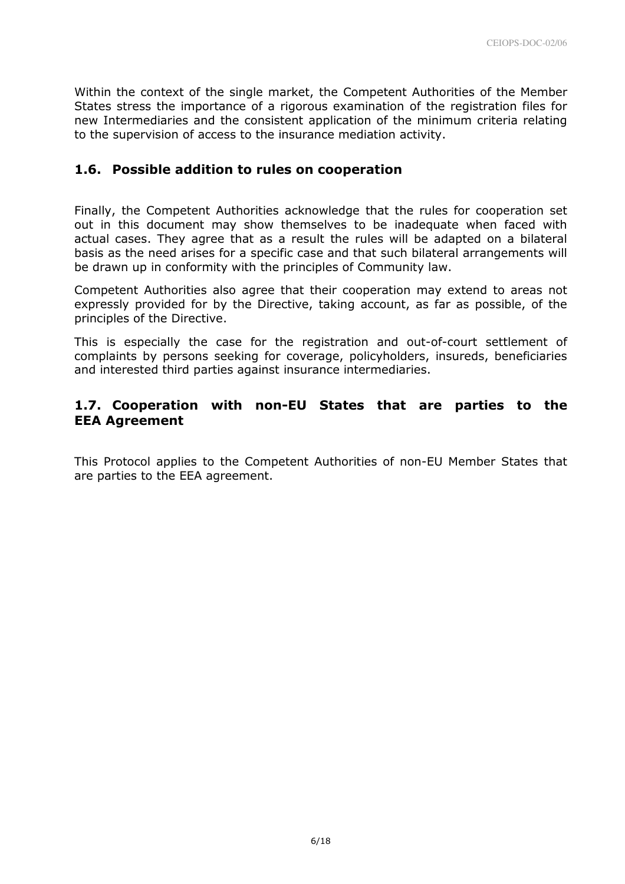Within the context of the single market, the Competent Authorities of the Member States stress the importance of a rigorous examination of the registration files for new Intermediaries and the consistent application of the minimum criteria relating to the supervision of access to the insurance mediation activity.

## 1.6. Possible addition to rules on cooperation

Finally, the Competent Authorities acknowledge that the rules for cooperation set out in this document may show themselves to be inadequate when faced with actual cases. They agree that as a result the rules will be adapted on a bilateral basis as the need arises for a specific case and that such bilateral arrangements will be drawn up in conformity with the principles of Community law.

Competent Authorities also agree that their cooperation may extend to areas not expressly provided for by the Directive, taking account, as far as possible, of the principles of the Directive.

This is especially the case for the registration and out-of-court settlement of complaints by persons seeking for coverage, policyholders, insureds, beneficiaries and interested third parties against insurance intermediaries.

## 1.7. Cooperation with non-EU States that are parties to the EEA Agreement

This Protocol applies to the Competent Authorities of non-EU Member States that are parties to the EEA agreement.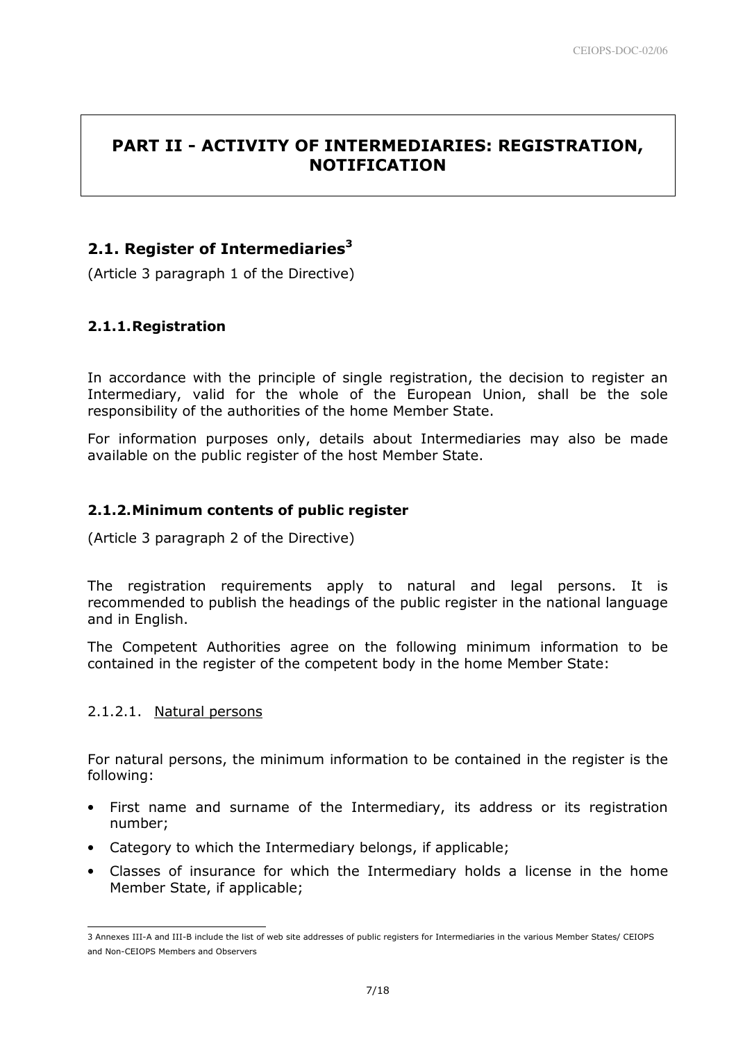# PART II - ACTIVITY OF INTERMEDIARIES: REGISTRATION, NOTIFICATION

## 2.1. Register of Intermediaries[3]

(Article 3 paragraph 1 of the Directive)

### 2.1.1. Registration

In accordance with the principle of single registration, the decision to register an Intermediary, valid for the whole of the European Union, shall be the sole responsibility of the authorities of the home Member State.

For information purposes only, details about Intermediaries may also be made available on the public register of the host Member State.

### 2.1.2. Minimum contents of public register

(Article 3 paragraph 2 of the Directive)

The registration requirements apply to natural and legal persons. It is recommended to publish the headings of the public register in the national language and in English.

The Competent Authorities agree on the following minimum information to be contained in the register of the competent body in the home Member State:

#### 2.1.2.1. Natural persons

For natural persons, the minimum information to be contained in the register is the following:

- First name and surname of the Intermediary, its address or its registration number;
- Category to which the Intermediary belongs, if applicable;
- Classes of insurance for which the Intermediary holds a license in the home Member State, if applicable;

3 Annexes III-A and III-B include the list of web site addresses of public registers for Intermediaries in the various Member States/ CEIOPS and Non-CEIOPS Members and Observers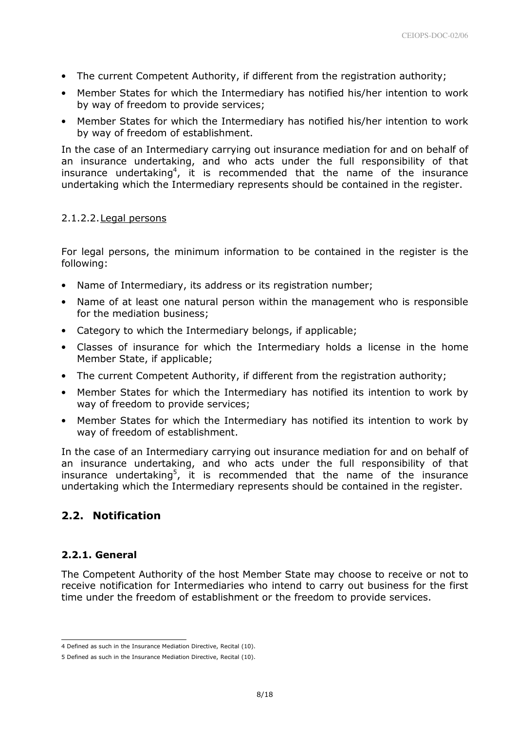- The current Competent Authority, if different from the registration authority;
- Member States for which the Intermediary has notified his/her intention to work by way of freedom to provide services;
- Member States for which the Intermediary has notified his/her intention to work by way of freedom of establishment.

In the case of an Intermediary carrying out insurance mediation for and on behalf of an insurance undertaking, and who acts under the full responsibility of that insurance undertaking[4], it is recommended that the name of the insurance undertaking which the Intermediary represents should be contained in the register.

#### 2.1.2.2. Legal persons

For legal persons, the minimum information to be contained in the register is the following:

- Name of Intermediary, its address or its registration number;
- Name of at least one natural person within the management who is responsible for the mediation business;
- Category to which the Intermediary belongs, if applicable;
- Classes of insurance for which the Intermediary holds a license in the home Member State, if applicable;
- The current Competent Authority, if different from the registration authority;
- Member States for which the Intermediary has notified its intention to work by way of freedom to provide services;
- Member States for which the Intermediary has notified its intention to work by way of freedom of establishment.

In the case of an Intermediary carrying out insurance mediation for and on behalf of an insurance undertaking, and who acts under the full responsibility of that insurance undertaking[5], it is recommended that the name of the insurance undertaking which the Intermediary represents should be contained in the register.

## 2.2. Notification

### 2.2.1. General

The Competent Authority of the host Member State may choose to receive or not to receive notification for Intermediaries who intend to carry out business for the first time under the freedom of establishment or the freedom to provide services.

4 Defined as such in the Insurance Mediation Directive, Recital (10).

5 Defined as such in the Insurance Mediation Directive, Recital (10).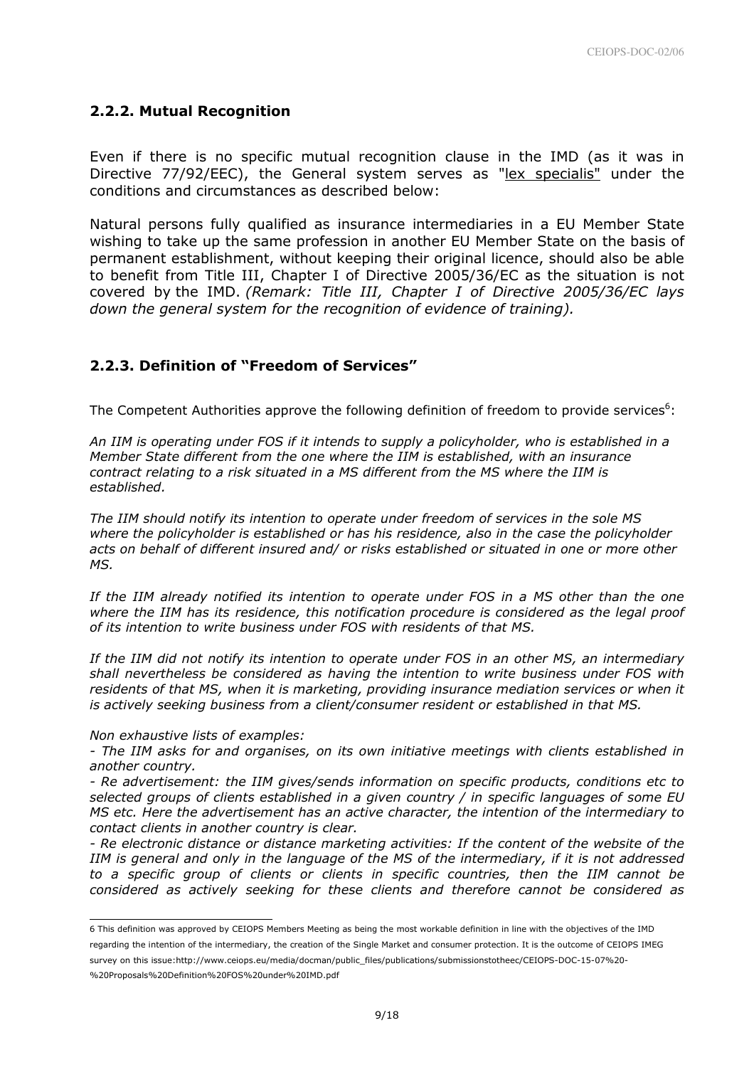### 2.2.2. Mutual Recognition

Even if there is no specific mutual recognition clause in the IMD (as it was in Directive 77/92/EEC), the General system serves as "lex specialis" under the conditions and circumstances as described below:

Natural persons fully qualified as insurance intermediaries in a EU Member State wishing to take up the same profession in another EU Member State on the basis of permanent establishment, without keeping their original licence, should also be able to benefit from Title III, Chapter I of Directive 2005/36/EC as the situation is not covered by the IMD. *(Remark: Title III, Chapter I of Directive 2005/36/EC lays down the general system for the recognition of evidence of training).*

### 2.2.3. Definition of "Freedom of Services"

The Competent Authorities approve the following definition of freedom to provide services[6]:

*An IIM is operating under FOS if it intends to supply a policyholder, who is established in a Member State different from the one where the IIM is established, with an insurance contract relating to a risk situated in a MS different from the MS where the IIM is established.*

*The IIM should notify its intention to operate under freedom of services in the sole MS where the policyholder is established or has his residence, also in the case the policyholder acts on behalf of different insured and/ or risks established or situated in one or more other MS.*

*If the IIM already notified its intention to operate under FOS in a MS other than the one where the IIM has its residence, this notification procedure is considered as the legal proof of its intention to write business under FOS with residents of that MS.*

*If the IIM did not notify its intention to operate under FOS in an other MS, an intermediary shall nevertheless be considered as having the intention to write business under FOS with residents of that MS, when it is marketing, providing insurance mediation services or when it is actively seeking business from a client/consumer resident or established in that MS.*

*Non exhaustive lists of examples:*

*- The IIM asks for and organises, on its own initiative meetings with clients established in another country.*

*- Re advertisement: the IIM gives/sends information on specific products, conditions etc to selected groups of clients established in a given country / in specific languages of some EU MS etc. Here the advertisement has an active character, the intention of the intermediary to contact clients in another country is clear.*

*- Re electronic distance or distance marketing activities: If the content of the website of the IIM is general and only in the language of the MS of the intermediary, if it is not addressed to a specific group of clients or clients in specific countries, then the IIM cannot be considered as actively seeking for these clients and therefore cannot be considered as*

---

6 This definition was approved by CEIOPS Members Meeting as being the most workable definition in line with the objectives of the IMD regarding the intention of the intermediary, the creation of the Single Market and consumer protection. It is the outcome of CEIOPS IMEG survey on this issue:http://www.ceiops.eu/media/docman/public_files/publications/submissionstotheec/CEIOPS-DOC-15-07%20-%20Proposals%20Definition%20FOS%20under%20IMD.pdf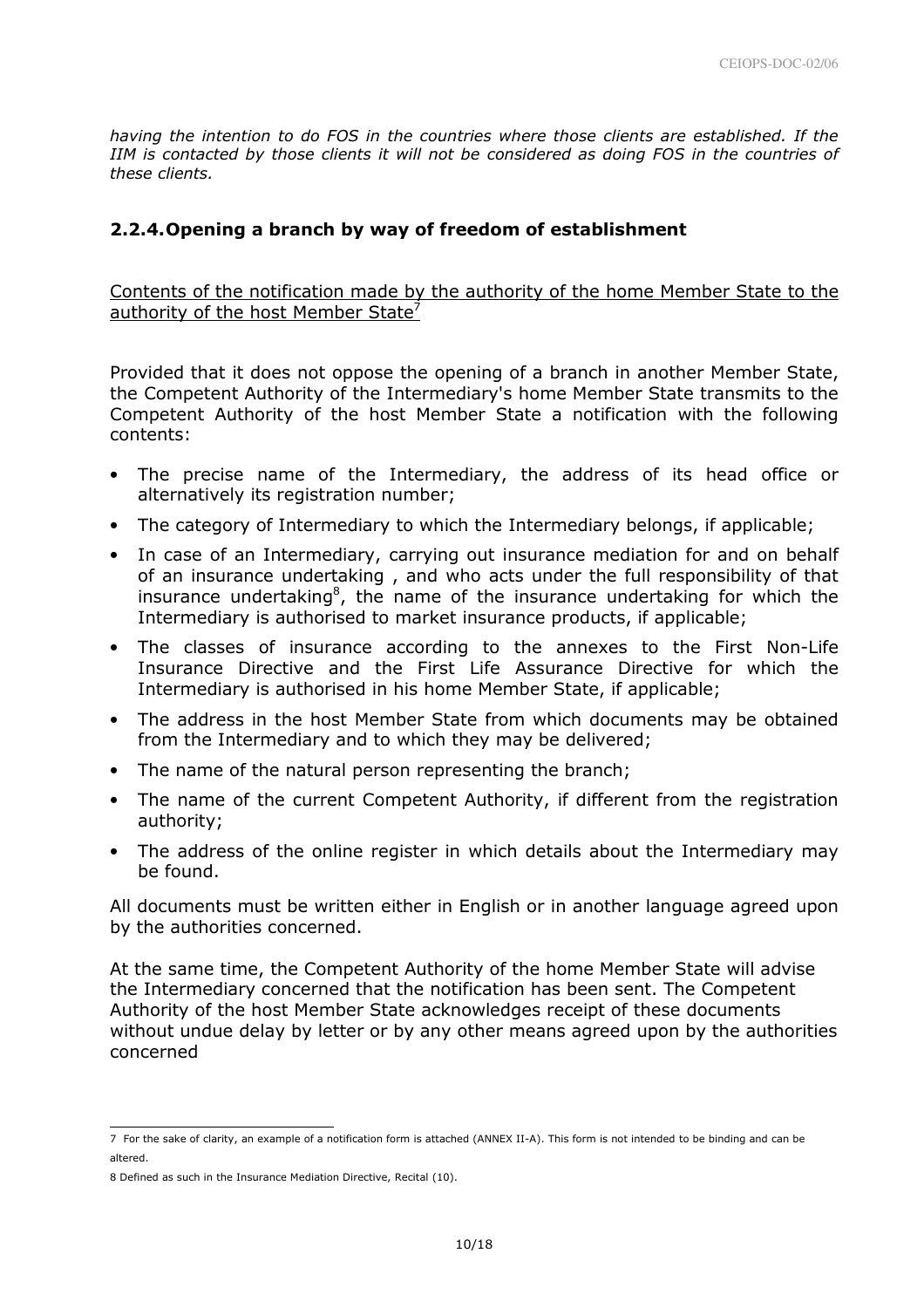*having the intention to do FOS in the countries where those clients are established. If the IIM is contacted by those clients it will not be considered as doing FOS in the countries of these clients.*

### 2.2.4. Opening a branch by way of freedom of establishment

Contents of the notification made by the authority of the home Member State to the authority of the host Member State[7]

Provided that it does not oppose the opening of a branch in another Member State, the Competent Authority of the Intermediary's home Member State transmits to the Competent Authority of the host Member State a notification with the following contents:

- The precise name of the Intermediary, the address of its head office or alternatively its registration number;
- The category of Intermediary to which the Intermediary belongs, if applicable;
- In case of an Intermediary, carrying out insurance mediation for and on behalf of an insurance undertaking , and who acts under the full responsibility of that insurance undertaking[8], the name of the insurance undertaking for which the Intermediary is authorised to market insurance products, if applicable;
- The classes of insurance according to the annexes to the First Non-Life Insurance Directive and the First Life Assurance Directive for which the Intermediary is authorised in his home Member State, if applicable;
- The address in the host Member State from which documents may be obtained from the Intermediary and to which they may be delivered;
- The name of the natural person representing the branch;
- The name of the current Competent Authority, if different from the registration authority;
- The address of the online register in which details about the Intermediary may be found.

All documents must be written either in English or in another language agreed upon by the authorities concerned.

At the same time, the Competent Authority of the home Member State will advise the Intermediary concerned that the notification has been sent. The Competent Authority of the host Member State acknowledges receipt of these documents without undue delay by letter or by any other means agreed upon by the authorities concerned

---

7 For the sake of clarity, an example of a notification form is attached (ANNEX II-A). This form is not intended to be binding and can be altered.

8 Defined as such in the Insurance Mediation Directive, Recital (10).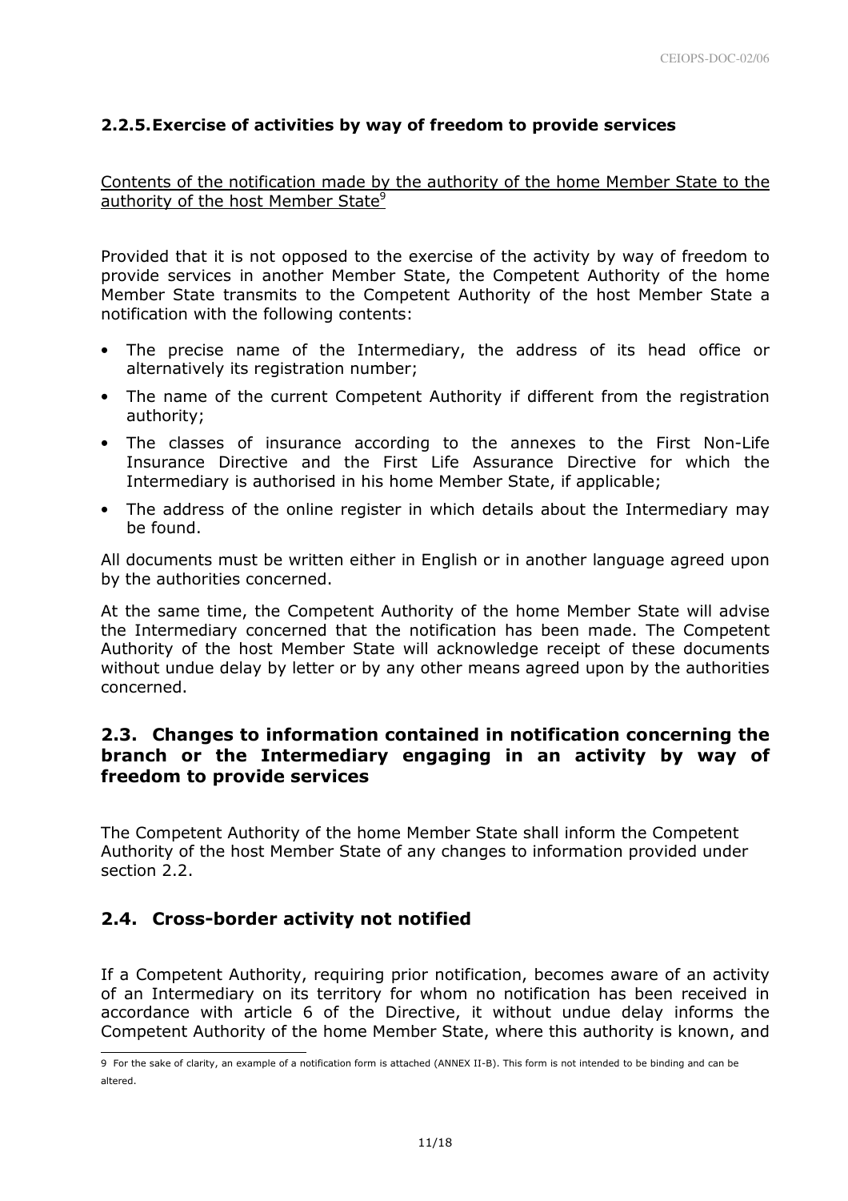### 2.2.5. Exercise of activities by way of freedom to provide services

Contents of the notification made by the authority of the home Member State to the authority of the host Member State[9]

Provided that it is not opposed to the exercise of the activity by way of freedom to provide services in another Member State, the Competent Authority of the home Member State transmits to the Competent Authority of the host Member State a notification with the following contents:

- The precise name of the Intermediary, the address of its head office or alternatively its registration number;
- The name of the current Competent Authority if different from the registration authority;
- The classes of insurance according to the annexes to the First Non-Life Insurance Directive and the First Life Assurance Directive for which the Intermediary is authorised in his home Member State, if applicable;
- The address of the online register in which details about the Intermediary may be found.

All documents must be written either in English or in another language agreed upon by the authorities concerned.

At the same time, the Competent Authority of the home Member State will advise the Intermediary concerned that the notification has been made. The Competent Authority of the host Member State will acknowledge receipt of these documents without undue delay by letter or by any other means agreed upon by the authorities concerned.

## 2.3. Changes to information contained in notification concerning the branch or the Intermediary engaging in an activity by way of freedom to provide services

The Competent Authority of the home Member State shall inform the Competent Authority of the host Member State of any changes to information provided under section 2.2.

## 2.4. Cross-border activity not notified

If a Competent Authority, requiring prior notification, becomes aware of an activity of an Intermediary on its territory for whom no notification has been received in accordance with article 6 of the Directive, it without undue delay informs the Competent Authority of the home Member State, where this authority is known, and

---

9 For the sake of clarity, an example of a notification form is attached (ANNEX II-B). This form is not intended to be binding and can be altered.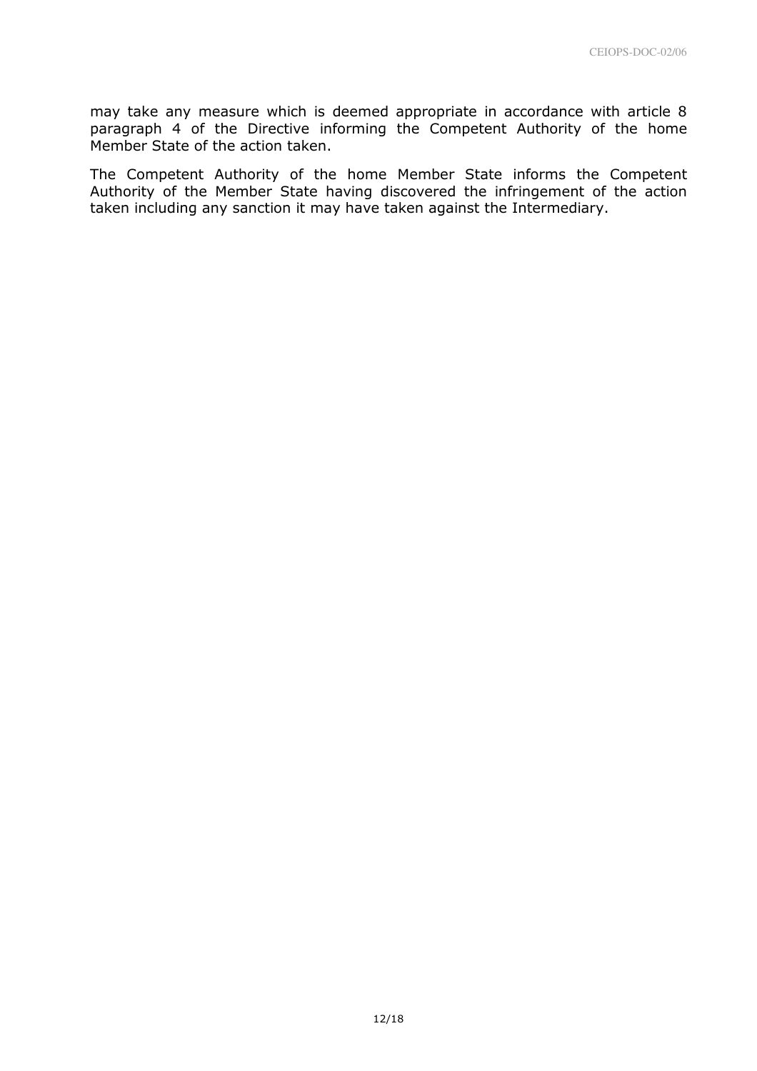may take any measure which is deemed appropriate in accordance with article 8 paragraph 4 of the Directive informing the Competent Authority of the home Member State of the action taken.

The Competent Authority of the home Member State informs the Competent Authority of the Member State having discovered the infringement of the action taken including any sanction it may have taken against the Intermediary.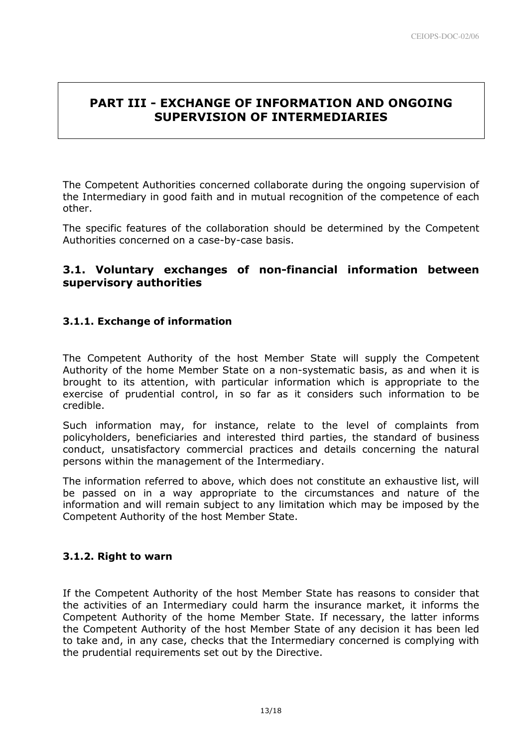# PART III - EXCHANGE OF INFORMATION AND ONGOING SUPERVISION OF INTERMEDIARIES

The Competent Authorities concerned collaborate during the ongoing supervision of the Intermediary in good faith and in mutual recognition of the competence of each other.

The specific features of the collaboration should be determined by the Competent Authorities concerned on a case-by-case basis.

## 3.1. Voluntary exchanges of non-financial information between supervisory authorities

### 3.1.1. Exchange of information

The Competent Authority of the host Member State will supply the Competent Authority of the home Member State on a non-systematic basis, as and when it is brought to its attention, with particular information which is appropriate to the exercise of prudential control, in so far as it considers such information to be credible.

Such information may, for instance, relate to the level of complaints from policyholders, beneficiaries and interested third parties, the standard of business conduct, unsatisfactory commercial practices and details concerning the natural persons within the management of the Intermediary.

The information referred to above, which does not constitute an exhaustive list, will be passed on in a way appropriate to the circumstances and nature of the information and will remain subject to any limitation which may be imposed by the Competent Authority of the host Member State.

### 3.1.2. Right to warn

If the Competent Authority of the host Member State has reasons to consider that the activities of an Intermediary could harm the insurance market, it informs the Competent Authority of the home Member State. If necessary, the latter informs the Competent Authority of the host Member State of any decision it has been led to take and, in any case, checks that the Intermediary concerned is complying with the prudential requirements set out by the Directive.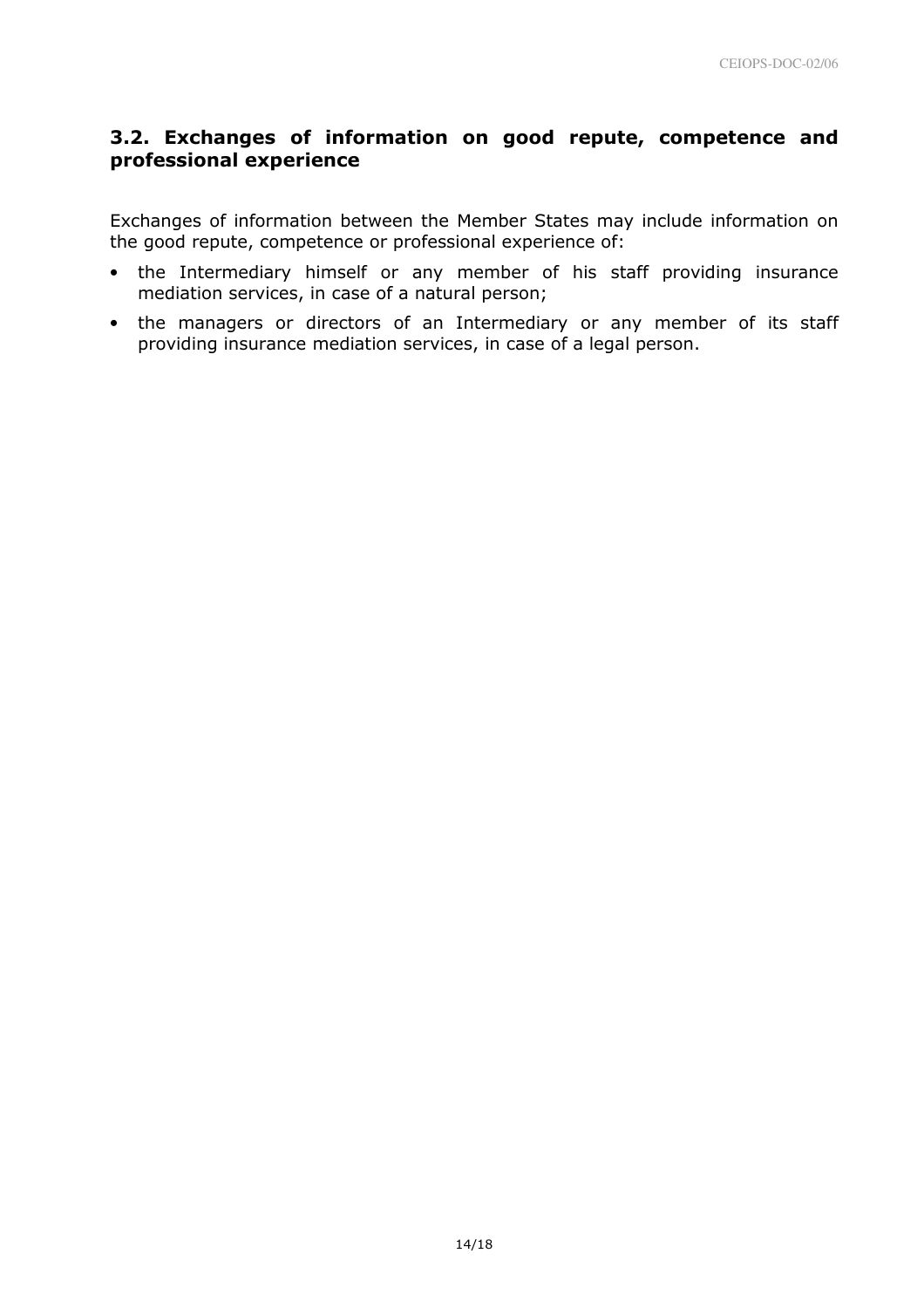## 3.2. Exchanges of information on good repute, competence and professional experience

Exchanges of information between the Member States may include information on the good repute, competence or professional experience of:

- the Intermediary himself or any member of his staff providing insurance mediation services, in case of a natural person;
- the managers or directors of an Intermediary or any member of its staff providing insurance mediation services, in case of a legal person.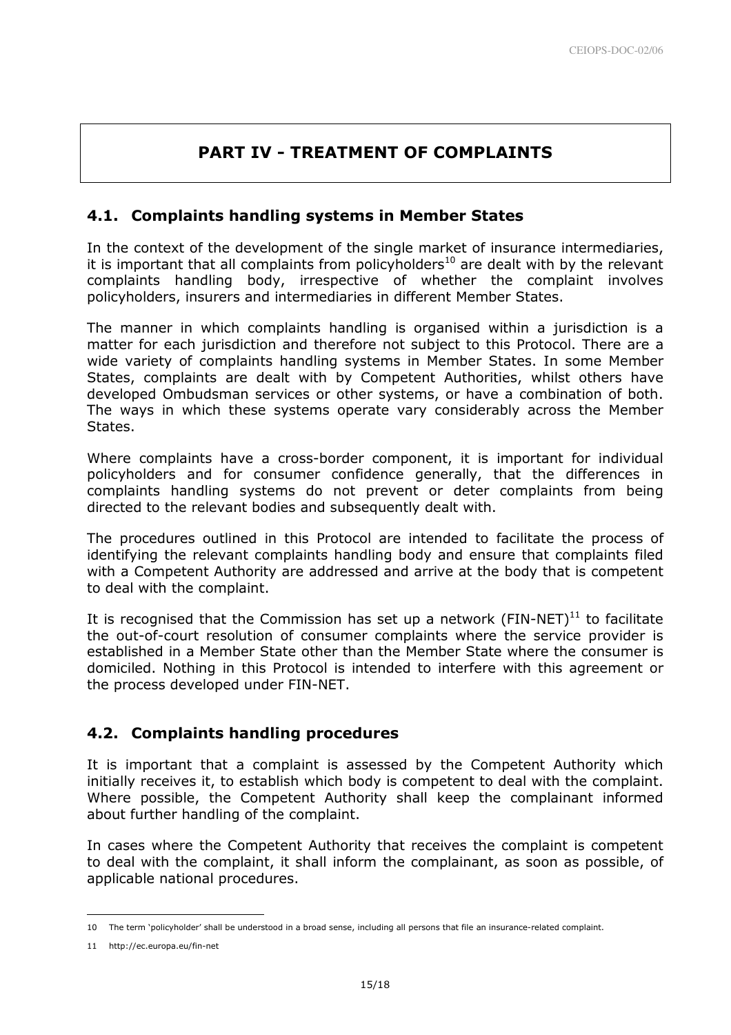# PART IV - TREATMENT OF COMPLAINTS

## 4.1. Complaints handling systems in Member States

In the context of the development of the single market of insurance intermediaries, it is important that all complaints from policyholders[10] are dealt with by the relevant complaints handling body, irrespective of whether the complaint involves policyholders, insurers and intermediaries in different Member States.

The manner in which complaints handling is organised within a jurisdiction is a matter for each jurisdiction and therefore not subject to this Protocol. There are a wide variety of complaints handling systems in Member States. In some Member States, complaints are dealt with by Competent Authorities, whilst others have developed Ombudsman services or other systems, or have a combination of both. The ways in which these systems operate vary considerably across the Member States.

Where complaints have a cross-border component, it is important for individual policyholders and for consumer confidence generally, that the differences in complaints handling systems do not prevent or deter complaints from being directed to the relevant bodies and subsequently dealt with.

The procedures outlined in this Protocol are intended to facilitate the process of identifying the relevant complaints handling body and ensure that complaints filed with a Competent Authority are addressed and arrive at the body that is competent to deal with the complaint.

It is recognised that the Commission has set up a network (FIN-NET)[11] to facilitate the out-of-court resolution of consumer complaints where the service provider is established in a Member State other than the Member State where the consumer is domiciled. Nothing in this Protocol is intended to interfere with this agreement or the process developed under FIN-NET.

## 4.2. Complaints handling procedures

It is important that a complaint is assessed by the Competent Authority which initially receives it, to establish which body is competent to deal with the complaint. Where possible, the Competent Authority shall keep the complainant informed about further handling of the complaint.

In cases where the Competent Authority that receives the complaint is competent to deal with the complaint, it shall inform the complainant, as soon as possible, of applicable national procedures.

---

10 The term 'policyholder' shall be understood in a broad sense, including all persons that file an insurance-related complaint.

11 http://ec.europa.eu/fin-net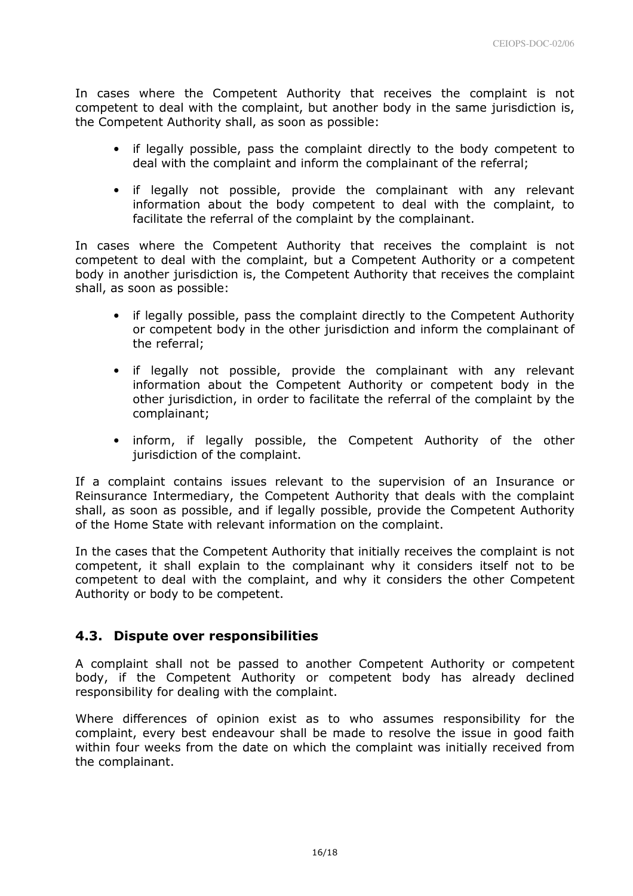In cases where the Competent Authority that receives the complaint is not competent to deal with the complaint, but another body in the same jurisdiction is, the Competent Authority shall, as soon as possible:

- if legally possible, pass the complaint directly to the body competent to deal with the complaint and inform the complainant of the referral;
- if legally not possible, provide the complainant with any relevant information about the body competent to deal with the complaint, to facilitate the referral of the complaint by the complainant.

In cases where the Competent Authority that receives the complaint is not competent to deal with the complaint, but a Competent Authority or a competent body in another jurisdiction is, the Competent Authority that receives the complaint shall, as soon as possible:

- if legally possible, pass the complaint directly to the Competent Authority or competent body in the other jurisdiction and inform the complainant of the referral;
- if legally not possible, provide the complainant with any relevant information about the Competent Authority or competent body in the other jurisdiction, in order to facilitate the referral of the complaint by the complainant;
- inform, if legally possible, the Competent Authority of the other jurisdiction of the complaint.

If a complaint contains issues relevant to the supervision of an Insurance or Reinsurance Intermediary, the Competent Authority that deals with the complaint shall, as soon as possible, and if legally possible, provide the Competent Authority of the Home State with relevant information on the complaint.

In the cases that the Competent Authority that initially receives the complaint is not competent, it shall explain to the complainant why it considers itself not to be competent to deal with the complaint, and why it considers the other Competent Authority or body to be competent.

## 4.3. Dispute over responsibilities

A complaint shall not be passed to another Competent Authority or competent body, if the Competent Authority or competent body has already declined responsibility for dealing with the complaint.

Where differences of opinion exist as to who assumes responsibility for the complaint, every best endeavour shall be made to resolve the issue in good faith within four weeks from the date on which the complaint was initially received from the complainant.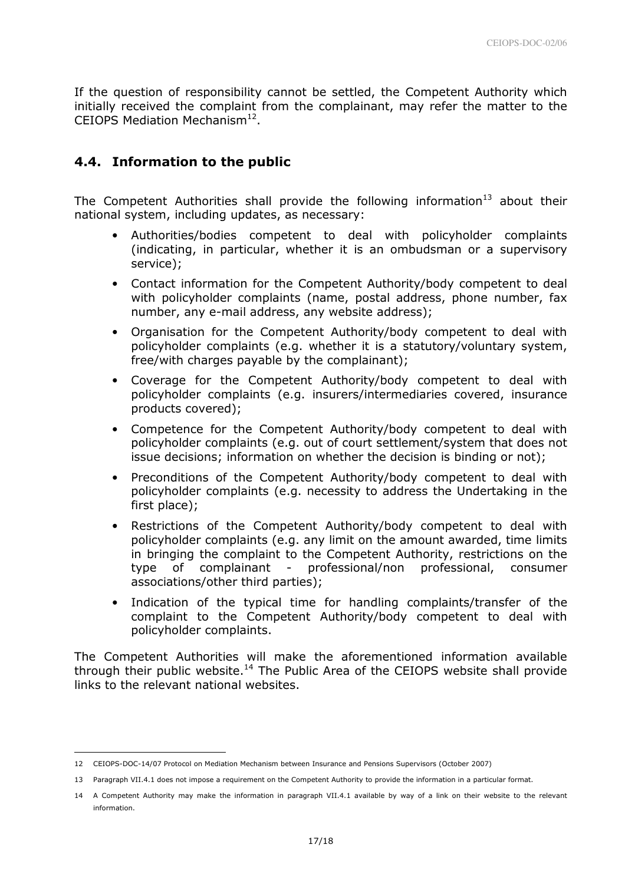If the question of responsibility cannot be settled, the Competent Authority which initially received the complaint from the complainant, may refer the matter to the CEIOPS Mediation Mechanism[12].

## 4.4. Information to the public

The Competent Authorities shall provide the following information[13] about their national system, including updates, as necessary:

- Authorities/bodies competent to deal with policyholder complaints (indicating, in particular, whether it is an ombudsman or a supervisory service);
- Contact information for the Competent Authority/body competent to deal with policyholder complaints (name, postal address, phone number, fax number, any e-mail address, any website address);
- Organisation for the Competent Authority/body competent to deal with policyholder complaints (e.g. whether it is a statutory/voluntary system, free/with charges payable by the complainant);
- Coverage for the Competent Authority/body competent to deal with policyholder complaints (e.g. insurers/intermediaries covered, insurance products covered);
- Competence for the Competent Authority/body competent to deal with policyholder complaints (e.g. out of court settlement/system that does not issue decisions; information on whether the decision is binding or not);
- Preconditions of the Competent Authority/body competent to deal with policyholder complaints (e.g. necessity to address the Undertaking in the first place);
- Restrictions of the Competent Authority/body competent to deal with policyholder complaints (e.g. any limit on the amount awarded, time limits in bringing the complaint to the Competent Authority, restrictions on the type of complainant - professional/non professional, consumer associations/other third parties);
- Indication of the typical time for handling complaints/transfer of the complaint to the Competent Authority/body competent to deal with policyholder complaints.

The Competent Authorities will make the aforementioned information available through their public website.[14] The Public Area of the CEIOPS website shall provide links to the relevant national websites.

---

12 CEIOPS-DOC-14/07 Protocol on Mediation Mechanism between Insurance and Pensions Supervisors (October 2007)

13 Paragraph VII.4.1 does not impose a requirement on the Competent Authority to provide the information in a particular format.

14 A Competent Authority may make the information in paragraph VII.4.1 available by way of a link on their website to the relevant information.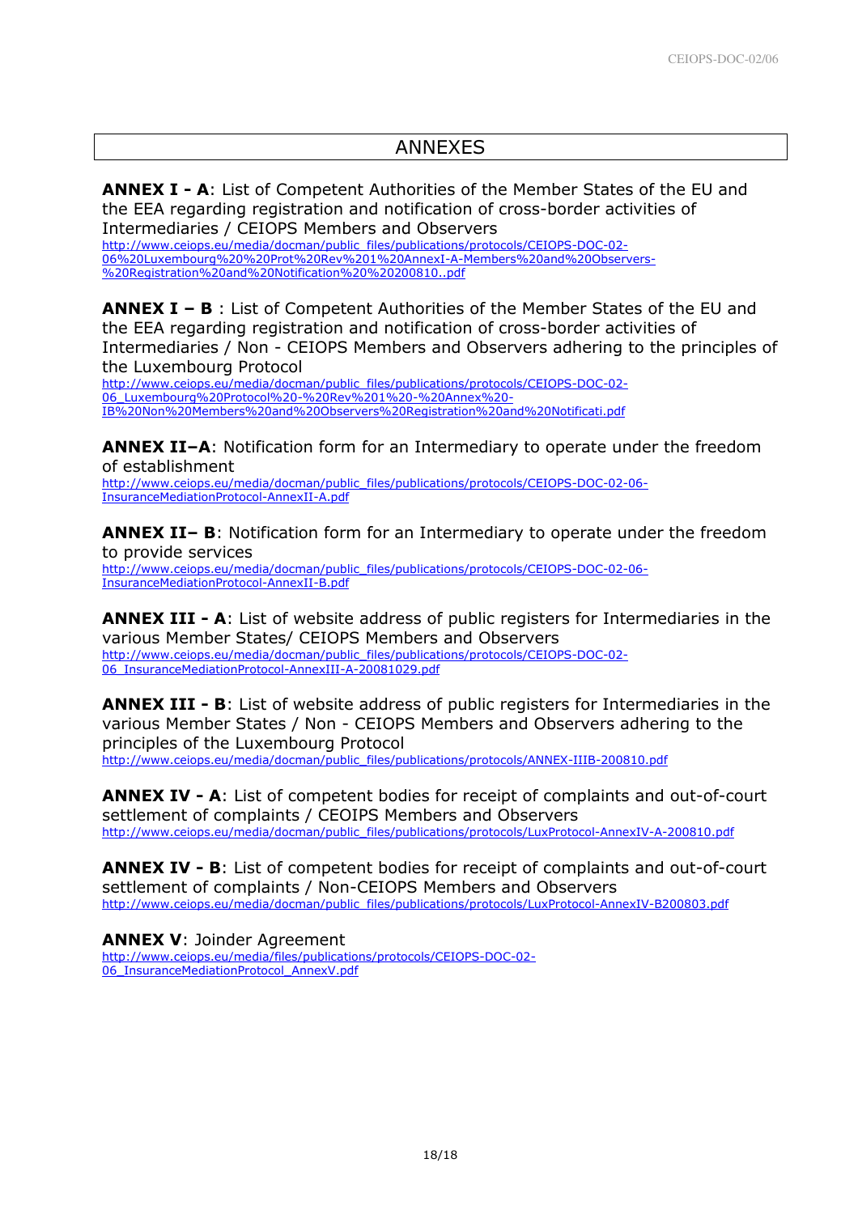# ANNEXES

**ANNEX I - A**: List of Competent Authorities of the Member States of the EU and the EEA regarding registration and notification of cross-border activities of Intermediaries / CEIOPS Members and Observers
http://www.ceiops.eu/media/docman/public_files/publications/protocols/CEIOPS-DOC-02-06%20Luxembourg%20%20Prot%20Rev%201%20AnnexI-A-Members%20and%20Observers-%20Registration%20and%20Notification%20%20200810..pdf

**ANNEX I – B** : List of Competent Authorities of the Member States of the EU and the EEA regarding registration and notification of cross-border activities of Intermediaries / Non - CEIOPS Members and Observers adhering to the principles of the Luxembourg Protocol
http://www.ceiops.eu/media/docman/public_files/publications/protocols/CEIOPS-DOC-02-06_Luxembourg%20Protocol%20-%20Rev%201%20-%20Annex%20-IB%20Non%20Members%20and%20Observers%20Registration%20and%20Notificati.pdf

**ANNEX II–A**: Notification form for an Intermediary to operate under the freedom of establishment
http://www.ceiops.eu/media/docman/public_files/publications/protocols/CEIOPS-DOC-02-06-InsuranceMediationProtocol-AnnexII-A.pdf

**ANNEX II– B**: Notification form for an Intermediary to operate under the freedom to provide services
http://www.ceiops.eu/media/docman/public_files/publications/protocols/CEIOPS-DOC-02-06-InsuranceMediationProtocol-AnnexII-B.pdf

**ANNEX III - A**: List of website address of public registers for Intermediaries in the various Member States/ CEIOPS Members and Observers
http://www.ceiops.eu/media/docman/public_files/publications/protocols/CEIOPS-DOC-02-06_InsuranceMediationProtocol-AnnexIII-A-20081029.pdf

**ANNEX III - B**: List of website address of public registers for Intermediaries in the various Member States / Non - CEIOPS Members and Observers adhering to the principles of the Luxembourg Protocol
http://www.ceiops.eu/media/docman/public_files/publications/protocols/ANNEX-IIIB-200810.pdf

**ANNEX IV - A**: List of competent bodies for receipt of complaints and out-of-court settlement of complaints / CEOIPS Members and Observers
http://www.ceiops.eu/media/docman/public_files/publications/protocols/LuxProtocol-AnnexIV-A-200810.pdf

**ANNEX IV - B**: List of competent bodies for receipt of complaints and out-of-court settlement of complaints / Non-CEIOPS Members and Observers
http://www.ceiops.eu/media/docman/public_files/publications/protocols/LuxProtocol-AnnexIV-B200803.pdf

**ANNEX V**: Joinder Agreement
http://www.ceiops.eu/media/files/publications/protocols/CEIOPS-DOC-02-06_InsuranceMediationProtocol_AnnexV.pdf